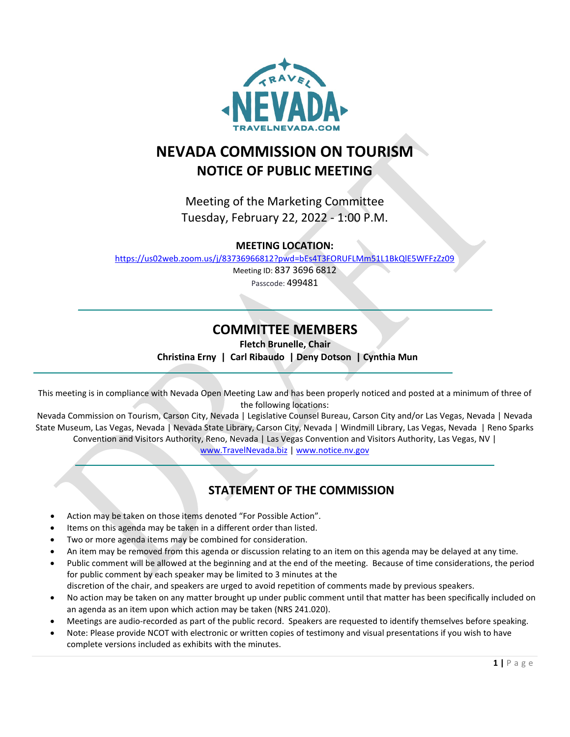# NEVADA COMMISSION ON TOURISM

## NOTICE OF PUBLIC MEETING

Meeting of the Marketing Committee
Tuesday, February 22, 2022 - 1:00 P.M.

**MEETING LOCATION:**

https://us02web.zoom.us/j/83736966812?pwd=bEs4T3FORUFLMm51L1BkQlE5WFFzZz09

Meeting ID: 837 3696 6812

Passcode: 499481

## COMMITTEE MEMBERS

**Fletch Brunelle, Chair**

**Christina Erny | Carl Ribaudo | Deny Dotson | Cynthia Mun**

This meeting is in compliance with Nevada Open Meeting Law and has been properly noticed and posted at a minimum of three of the following locations:

Nevada Commission on Tourism, Carson City, Nevada | Legislative Counsel Bureau, Carson City and/or Las Vegas, Nevada | Nevada State Museum, Las Vegas, Nevada | Nevada State Library, Carson City, Nevada | Windmill Library, Las Vegas, Nevada | Reno Sparks Convention and Visitors Authority, Reno, Nevada | Las Vegas Convention and Visitors Authority, Las Vegas, NV | www.TravelNevada.biz | www.notice.nv.gov

## STATEMENT OF THE COMMISSION

- Action may be taken on those items denoted "For Possible Action".
- Items on this agenda may be taken in a different order than listed.
- Two or more agenda items may be combined for consideration.
- An item may be removed from this agenda or discussion relating to an item on this agenda may be delayed at any time.
- Public comment will be allowed at the beginning and at the end of the meeting. Because of time considerations, the period for public comment by each speaker may be limited to 3 minutes at the discretion of the chair, and speakers are urged to avoid repetition of comments made by previous speakers.
- No action may be taken on any matter brought up under public comment until that matter has been specifically included on an agenda as an item upon which action may be taken (NRS 241.020).
- Meetings are audio-recorded as part of the public record. Speakers are requested to identify themselves before speaking.
- Note: Please provide NCOT with electronic or written copies of testimony and visual presentations if you wish to have complete versions included as exhibits with the minutes.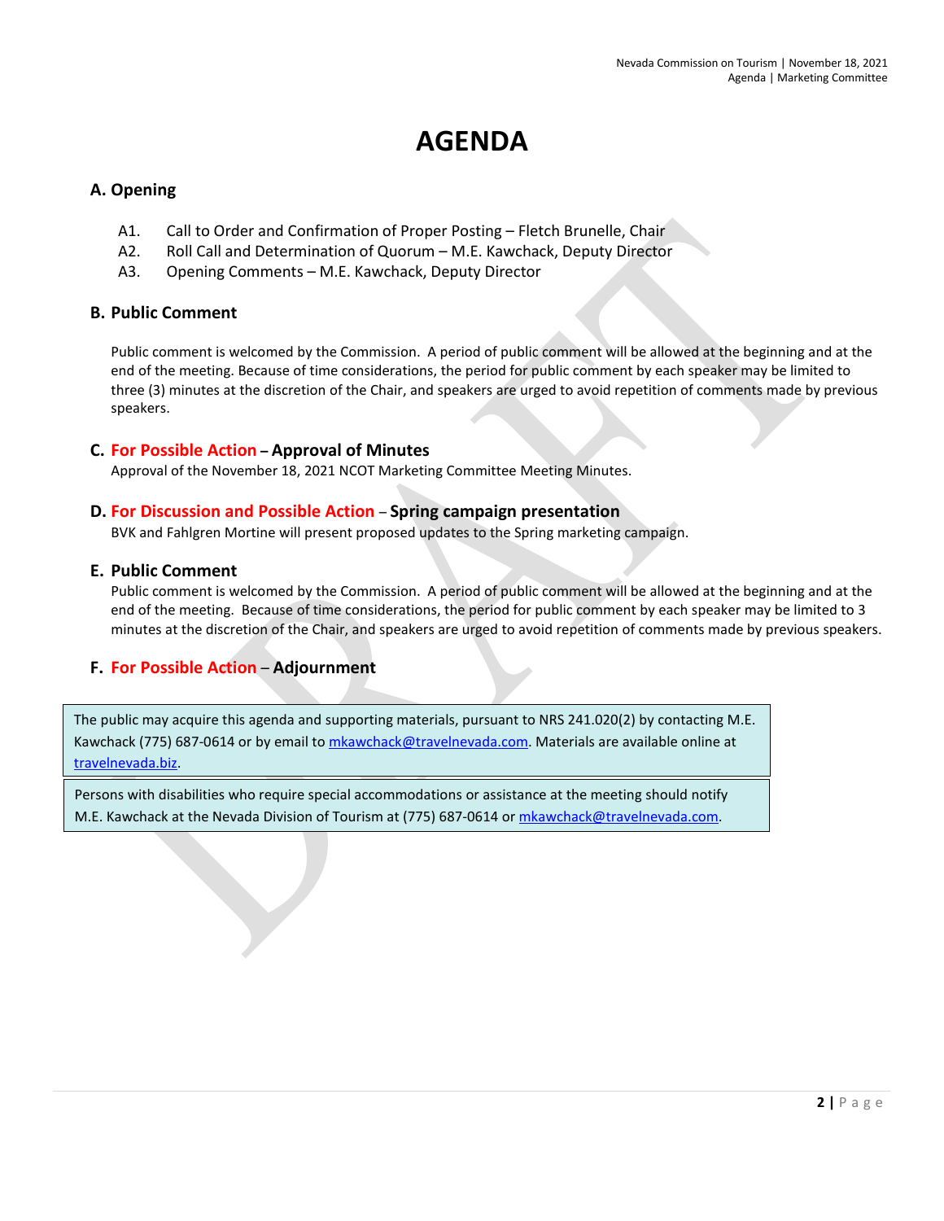# AGENDA

## A. Opening

A1. Call to Order and Confirmation of Proper Posting – Fletch Brunelle, Chair
A2. Roll Call and Determination of Quorum – M.E. Kawchack, Deputy Director
A3. Opening Comments – M.E. Kawchack, Deputy Director

## B. Public Comment

Public comment is welcomed by the Commission. A period of public comment will be allowed at the beginning and at the end of the meeting. Because of time considerations, the period for public comment by each speaker may be limited to three (3) minutes at the discretion of the Chair, and speakers are urged to avoid repetition of comments made by previous speakers.

## C. For Possible Action – Approval of Minutes

Approval of the November 18, 2021 NCOT Marketing Committee Meeting Minutes.

## D. For Discussion and Possible Action – Spring campaign presentation

BVK and Fahlgren Mortine will present proposed updates to the Spring marketing campaign.

## E. Public Comment

Public comment is welcomed by the Commission. A period of public comment will be allowed at the beginning and at the end of the meeting. Because of time considerations, the period for public comment by each speaker may be limited to 3 minutes at the discretion of the Chair, and speakers are urged to avoid repetition of comments made by previous speakers.

## F. For Possible Action – Adjournment

The public may acquire this agenda and supporting materials, pursuant to NRS 241.020(2) by contacting M.E. Kawchack (775) 687-0614 or by email to mkawchack@travelnevada.com. Materials are available online at travelnevada.biz.

Persons with disabilities who require special accommodations or assistance at the meeting should notify M.E. Kawchack at the Nevada Division of Tourism at (775) 687-0614 or mkawchack@travelnevada.com.